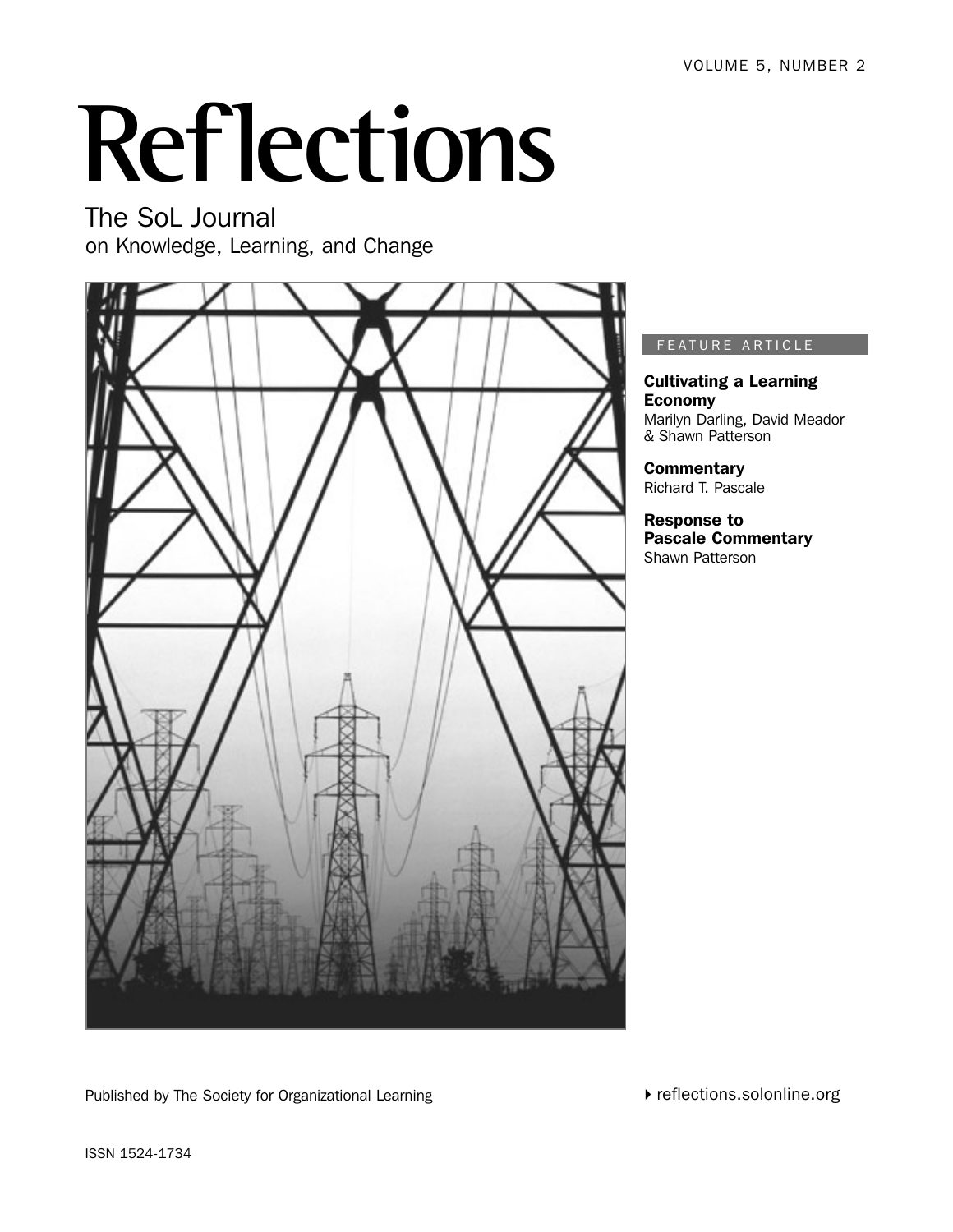VOLUME 5, NUMBER 2

# Reflections

## The SoL Journal
on Knowledge, Learning, and Change

FEATURE ARTICLE

**Cultivating a Learning Economy**
Marilyn Darling, David Meador & Shawn Patterson

**Commentary**
Richard T. Pascale

**Response to Pascale Commentary**
Shawn Patterson

Published by The Society for Organizational Learning

reflections.solonline.org

ISSN 1524-1734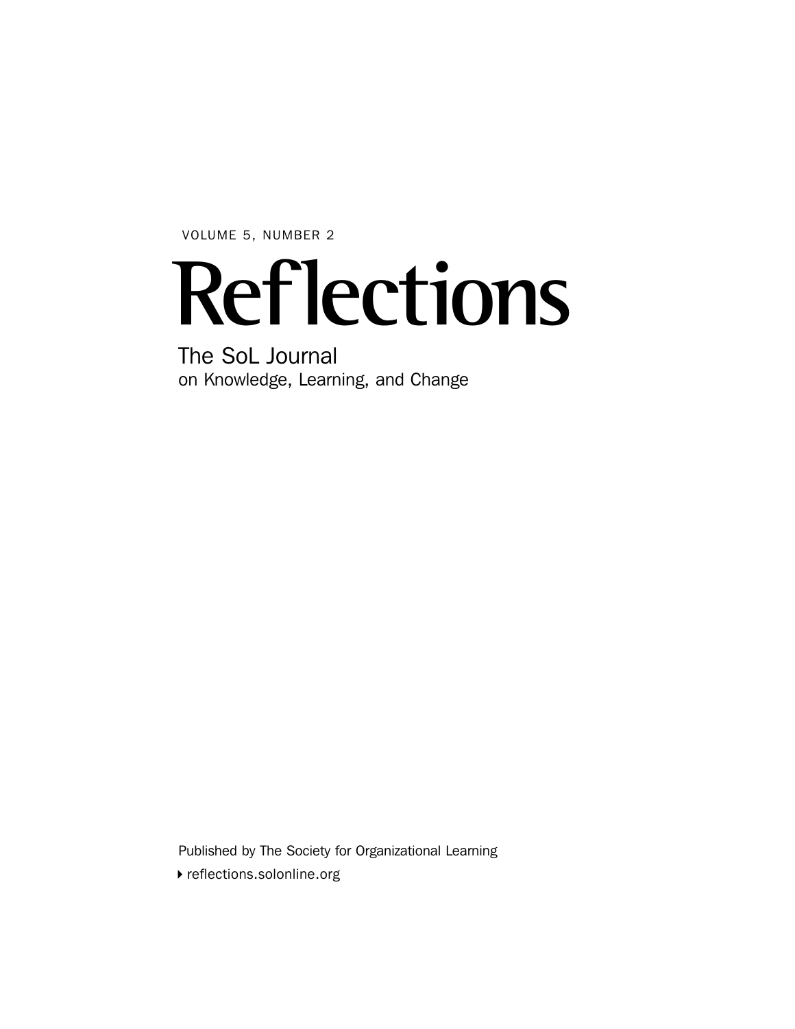VOLUME 5, NUMBER 2

# Reflections

## The SoL Journal
on Knowledge, Learning, and Change

Published by The Society for Organizational Learning

reflections.solonline.org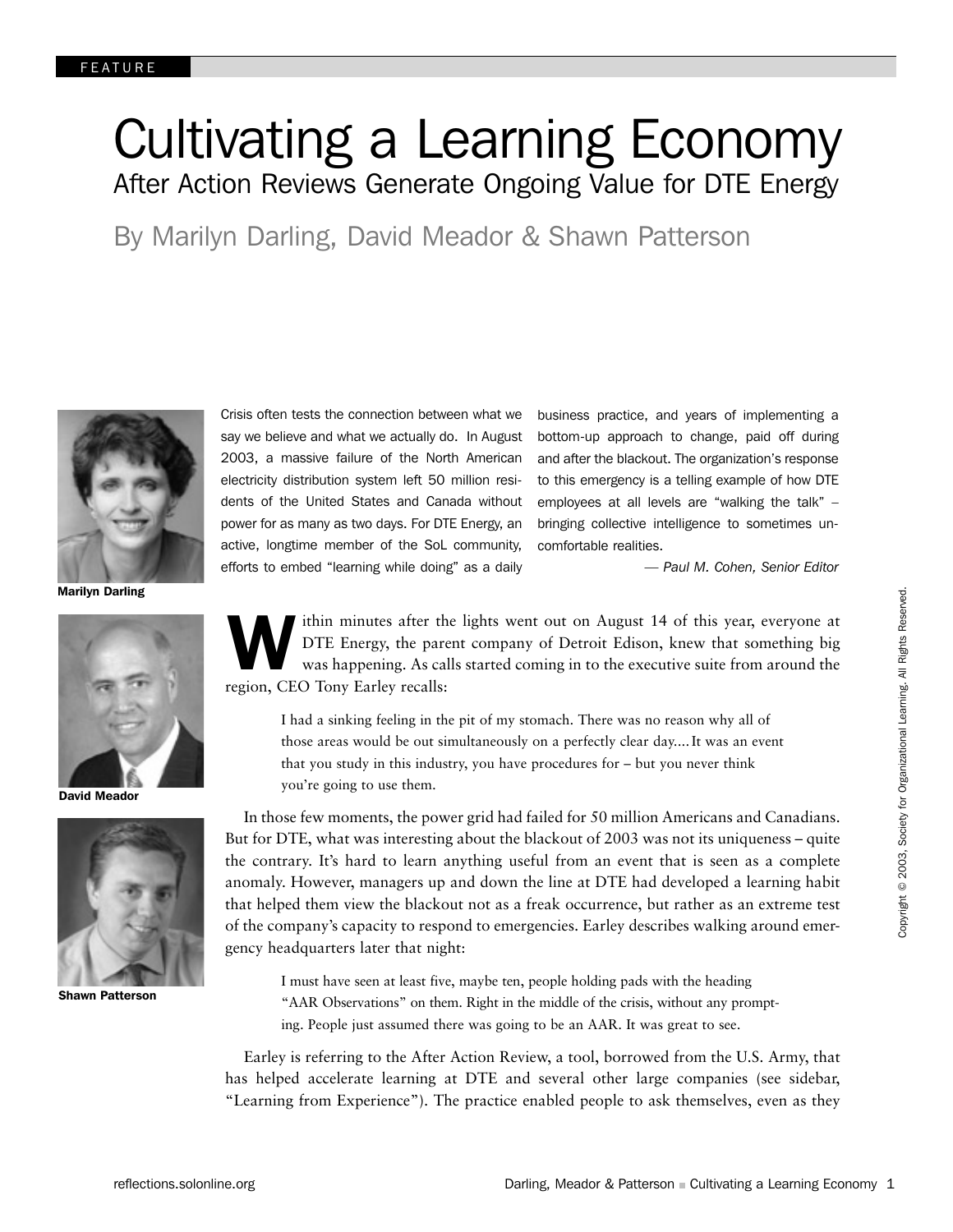FEATURE

# Cultivating a Learning Economy

## After Action Reviews Generate Ongoing Value for DTE Energy

By Marilyn Darling, David Meador & Shawn Patterson

Marilyn Darling

David Meador

Shawn Patterson

Crisis often tests the connection between what we say we believe and what we actually do. In August 2003, a massive failure of the North American electricity distribution system left 50 million residents of the United States and Canada without power for as many as two days. For DTE Energy, an active, longtime member of the SoL community, efforts to embed "learning while doing" as a daily business practice, and years of implementing a bottom-up approach to change, paid off during and after the blackout. The organization's response to this emergency is a telling example of how DTE employees at all levels are "walking the talk" – bringing collective intelligence to sometimes uncomfortable realities.

*— Paul M. Cohen, Senior Editor*

Within minutes after the lights went out on August 14 of this year, everyone at DTE Energy, the parent company of Detroit Edison, knew that something big was happening. As calls started coming in to the executive suite from around the region, CEO Tony Earley recalls:

> I had a sinking feeling in the pit of my stomach. There was no reason why all of those areas would be out simultaneously on a perfectly clear day.... It was an event that you study in this industry, you have procedures for – but you never think you're going to use them.

In those few moments, the power grid had failed for 50 million Americans and Canadians. But for DTE, what was interesting about the blackout of 2003 was not its uniqueness – quite the contrary. It's hard to learn anything useful from an event that is seen as a complete anomaly. However, managers up and down the line at DTE had developed a learning habit that helped them view the blackout not as a freak occurrence, but rather as an extreme test of the company's capacity to respond to emergencies. Earley describes walking around emergency headquarters later that night:

> I must have seen at least five, maybe ten, people holding pads with the heading "AAR Observations" on them. Right in the middle of the crisis, without any prompting. People just assumed there was going to be an AAR. It was great to see.

Earley is referring to the After Action Review, a tool, borrowed from the U.S. Army, that has helped accelerate learning at DTE and several other large companies (see sidebar, "Learning from Experience"). The practice enabled people to ask themselves, even as they

Copyright © 2003, Society for Organizational Learning. All Rights Reserved.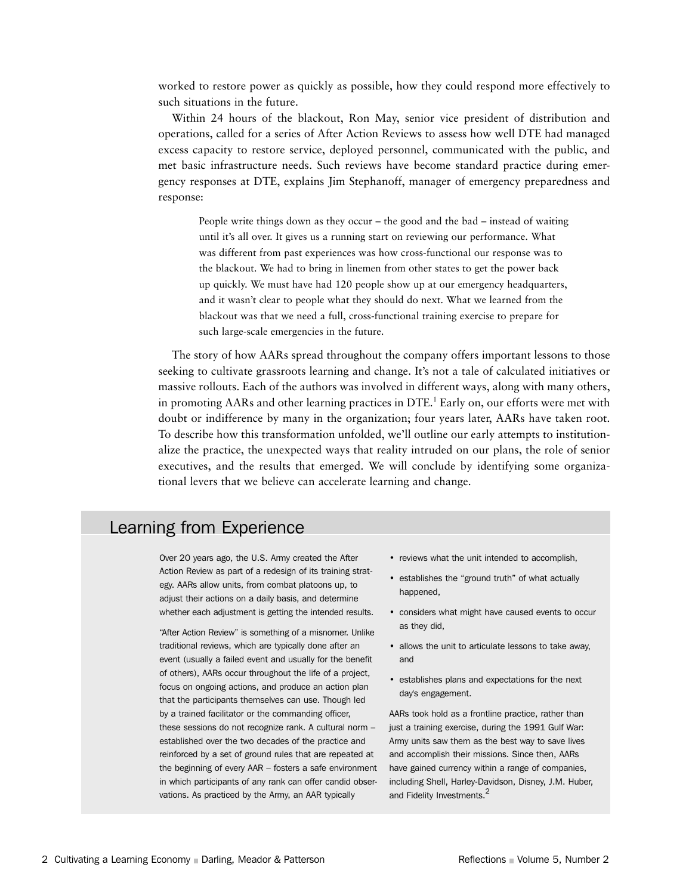worked to restore power as quickly as possible, how they could respond more effectively to such situations in the future.

Within 24 hours of the blackout, Ron May, senior vice president of distribution and operations, called for a series of After Action Reviews to assess how well DTE had managed excess capacity to restore service, deployed personnel, communicated with the public, and met basic infrastructure needs. Such reviews have become standard practice during emergency responses at DTE, explains Jim Stephanoff, manager of emergency preparedness and response:

> People write things down as they occur – the good and the bad – instead of waiting until it's all over. It gives us a running start on reviewing our performance. What was different from past experiences was how cross-functional our response was to the blackout. We had to bring in linemen from other states to get the power back up quickly. We must have had 120 people show up at our emergency headquarters, and it wasn't clear to people what they should do next. What we learned from the blackout was that we need a full, cross-functional training exercise to prepare for such large-scale emergencies in the future.

The story of how AARs spread throughout the company offers important lessons to those seeking to cultivate grassroots learning and change. It's not a tale of calculated initiatives or massive rollouts. Each of the authors was involved in different ways, along with many others, in promoting AARs and other learning practices in DTE.[1] Early on, our efforts were met with doubt or indifference by many in the organization; four years later, AARs have taken root. To describe how this transformation unfolded, we'll outline our early attempts to institutionalize the practice, the unexpected ways that reality intruded on our plans, the role of senior executives, and the results that emerged. We will conclude by identifying some organizational levers that we believe can accelerate learning and change.

## Learning from Experience

Over 20 years ago, the U.S. Army created the After Action Review as part of a redesign of its training strategy. AARs allow units, from combat platoons up, to adjust their actions on a daily basis, and determine whether each adjustment is getting the intended results.

"After Action Review" is something of a misnomer. Unlike traditional reviews, which are typically done after an event (usually a failed event and usually for the benefit of others), AARs occur throughout the life of a project, focus on ongoing actions, and produce an action plan that the participants themselves can use. Though led by a trained facilitator or the commanding officer, these sessions do not recognize rank. A cultural norm – established over the two decades of the practice and reinforced by a set of ground rules that are repeated at the beginning of every AAR – fosters a safe environment in which participants of any rank can offer candid observations. As practiced by the Army, an AAR typically

- reviews what the unit intended to accomplish,
- establishes the "ground truth" of what actually happened,
- considers what might have caused events to occur as they did,
- allows the unit to articulate lessons to take away, and
- establishes plans and expectations for the next day's engagement.

AARs took hold as a frontline practice, rather than just a training exercise, during the 1991 Gulf War: Army units saw them as the best way to save lives and accomplish their missions. Since then, AARs have gained currency within a range of companies, including Shell, Harley-Davidson, Disney, J.M. Huber, and Fidelity Investments.[2]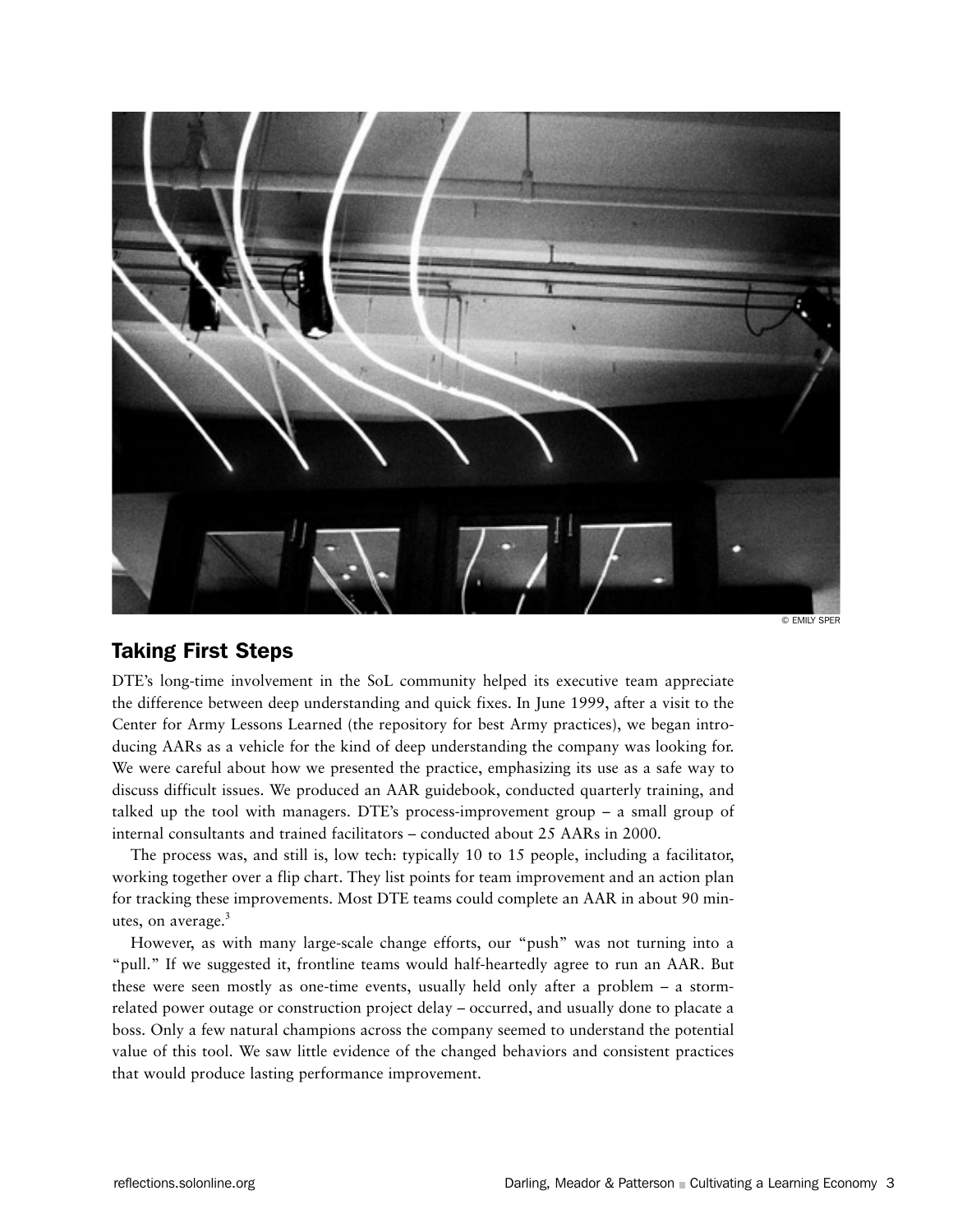© EMILY SPER

## Taking First Steps

DTE's long-time involvement in the SoL community helped its executive team appreciate the difference between deep understanding and quick fixes. In June 1999, after a visit to the Center for Army Lessons Learned (the repository for best Army practices), we began introducing AARs as a vehicle for the kind of deep understanding the company was looking for. We were careful about how we presented the practice, emphasizing its use as a safe way to discuss difficult issues. We produced an AAR guidebook, conducted quarterly training, and talked up the tool with managers. DTE's process-improvement group – a small group of internal consultants and trained facilitators – conducted about 25 AARs in 2000.

The process was, and still is, low tech: typically 10 to 15 people, including a facilitator, working together over a flip chart. They list points for team improvement and an action plan for tracking these improvements. Most DTE teams could complete an AAR in about 90 minutes, on average.[3]

However, as with many large-scale change efforts, our "push" was not turning into a "pull." If we suggested it, frontline teams would half-heartedly agree to run an AAR. But these were seen mostly as one-time events, usually held only after a problem – a storm-related power outage or construction project delay – occurred, and usually done to placate a boss. Only a few natural champions across the company seemed to understand the potential value of this tool. We saw little evidence of the changed behaviors and consistent practices that would produce lasting performance improvement.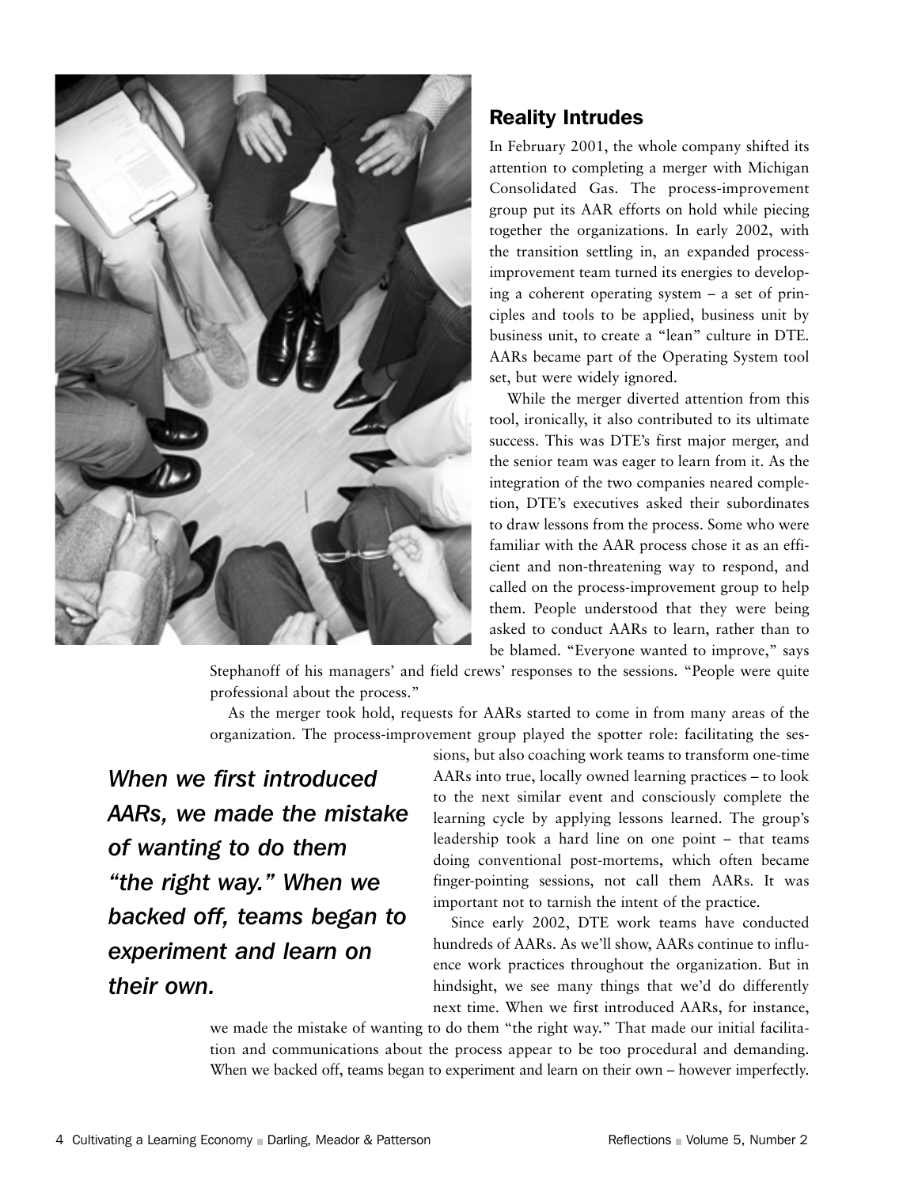## Reality Intrudes

In February 2001, the whole company shifted its attention to completing a merger with Michigan Consolidated Gas. The process-improvement group put its AAR efforts on hold while piecing together the organizations. In early 2002, with the transition settling in, an expanded process-improvement team turned its energies to developing a coherent operating system – a set of principles and tools to be applied, business unit by business unit, to create a "lean" culture in DTE. AARs became part of the Operating System tool set, but were widely ignored.

While the merger diverted attention from this tool, ironically, it also contributed to its ultimate success. This was DTE's first major merger, and the senior team was eager to learn from it. As the integration of the two companies neared completion, DTE's executives asked their subordinates to draw lessons from the process. Some who were familiar with the AAR process chose it as an efficient and non-threatening way to respond, and called on the process-improvement group to help them. People understood that they were being asked to conduct AARs to learn, rather than to be blamed. "Everyone wanted to improve," says Stephanoff of his managers' and field crews' responses to the sessions. "People were quite professional about the process."

As the merger took hold, requests for AARs started to come in from many areas of the organization. The process-improvement group played the spotter role: facilitating the sessions, but also coaching work teams to transform one-time AARs into true, locally owned learning practices – to look to the next similar event and consciously complete the learning cycle by applying lessons learned. The group's leadership took a hard line on one point – that teams doing conventional post-mortems, which often became finger-pointing sessions, not call them AARs. It was important not to tarnish the intent of the practice.

*When we first introduced AARs, we made the mistake of wanting to do them "the right way." When we backed off, teams began to experiment and learn on their own.*

Since early 2002, DTE work teams have conducted hundreds of AARs. As we'll show, AARs continue to influence work practices throughout the organization. But in hindsight, we see many things that we'd do differently next time. When we first introduced AARs, for instance, we made the mistake of wanting to do them "the right way." That made our initial facilitation and communications about the process appear to be too procedural and demanding. When we backed off, teams began to experiment and learn on their own – however imperfectly.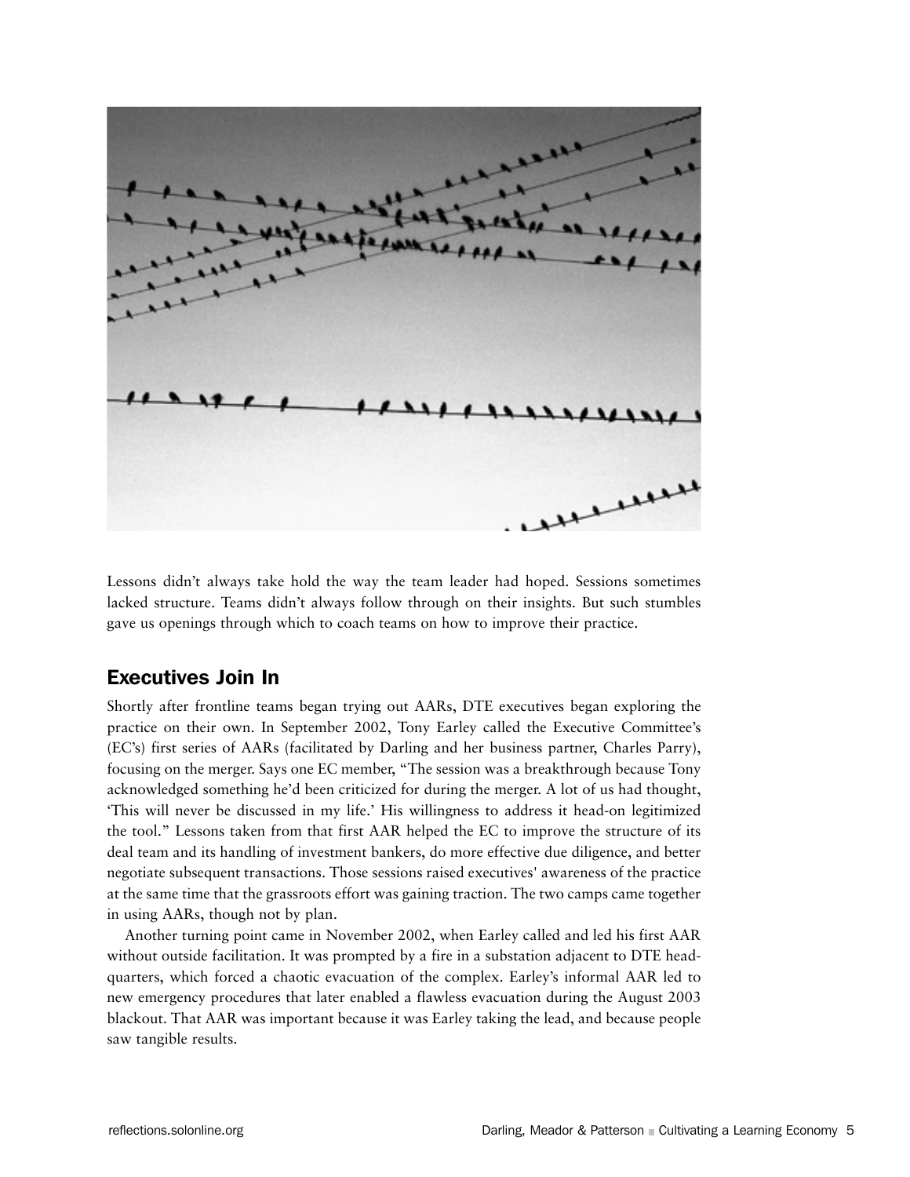Lessons didn't always take hold the way the team leader had hoped. Sessions sometimes lacked structure. Teams didn't always follow through on their insights. But such stumbles gave us openings through which to coach teams on how to improve their practice.

## Executives Join In

Shortly after frontline teams began trying out AARs, DTE executives began exploring the practice on their own. In September 2002, Tony Earley called the Executive Committee's (EC's) first series of AARs (facilitated by Darling and her business partner, Charles Parry), focusing on the merger. Says one EC member, "The session was a breakthrough because Tony acknowledged something he'd been criticized for during the merger. A lot of us had thought, 'This will never be discussed in my life.' His willingness to address it head-on legitimized the tool." Lessons taken from that first AAR helped the EC to improve the structure of its deal team and its handling of investment bankers, do more effective due diligence, and better negotiate subsequent transactions. Those sessions raised executives' awareness of the practice at the same time that the grassroots effort was gaining traction. The two camps came together in using AARs, though not by plan.

Another turning point came in November 2002, when Earley called and led his first AAR without outside facilitation. It was prompted by a fire in a substation adjacent to DTE headquarters, which forced a chaotic evacuation of the complex. Earley's informal AAR led to new emergency procedures that later enabled a flawless evacuation during the August 2003 blackout. That AAR was important because it was Earley taking the lead, and because people saw tangible results.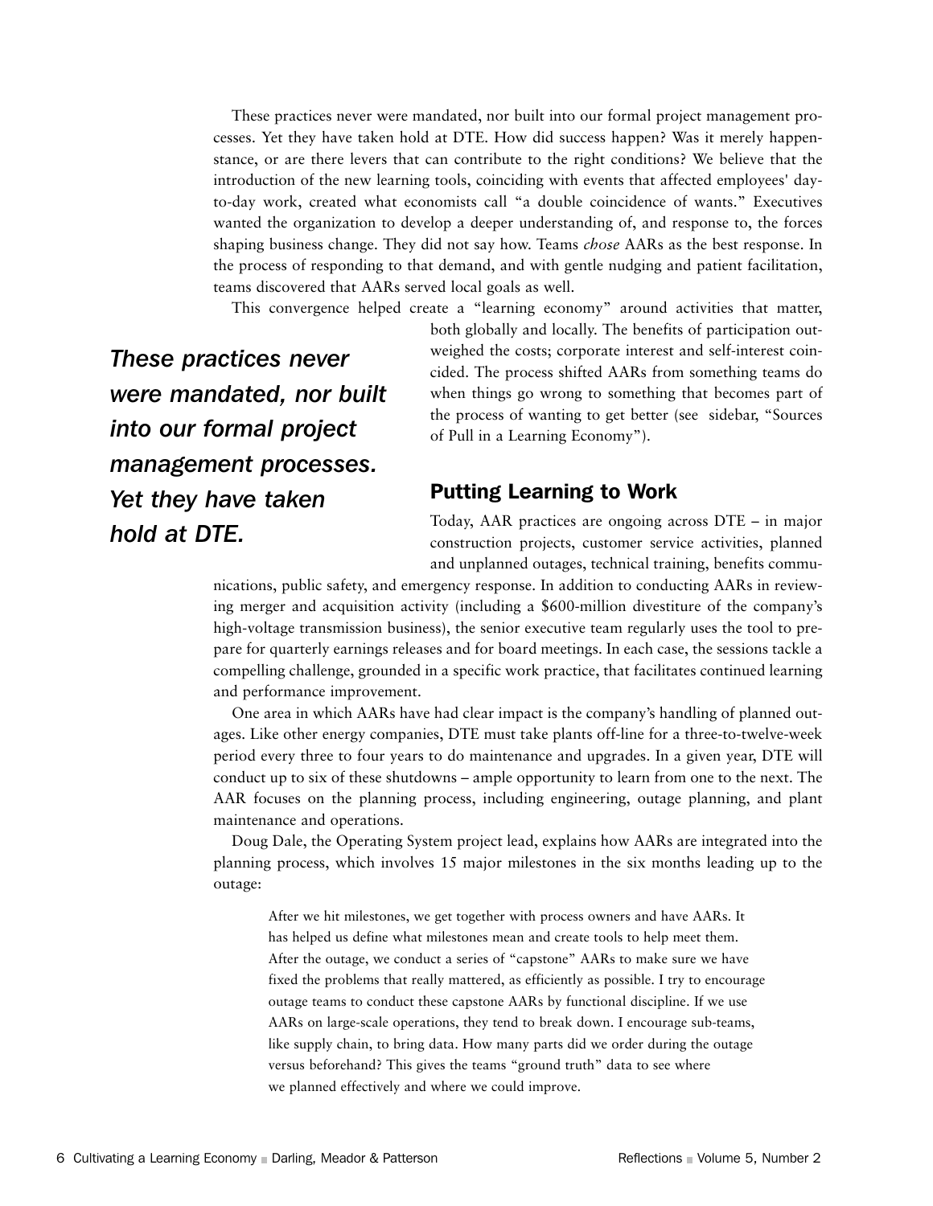These practices never were mandated, nor built into our formal project management processes. Yet they have taken hold at DTE. How did success happen? Was it merely happenstance, or are there levers that can contribute to the right conditions? We believe that the introduction of the new learning tools, coinciding with events that affected employees' day-to-day work, created what economists call "a double coincidence of wants." Executives wanted the organization to develop a deeper understanding of, and response to, the forces shaping business change. They did not say how. Teams *chose* AARs as the best response. In the process of responding to that demand, and with gentle nudging and patient facilitation, teams discovered that AARs served local goals as well.

This convergence helped create a "learning economy" around activities that matter, both globally and locally. The benefits of participation outweighed the costs; corporate interest and self-interest coincided. The process shifted AARs from something teams do when things go wrong to something that becomes part of the process of wanting to get better (see sidebar, "Sources of Pull in a Learning Economy").

> ***These practices never were mandated, nor built into our formal project management processes. Yet they have taken hold at DTE.***

## Putting Learning to Work

Today, AAR practices are ongoing across DTE – in major construction projects, customer service activities, planned and unplanned outages, technical training, benefits communications, public safety, and emergency response. In addition to conducting AARs in reviewing merger and acquisition activity (including a $600-million divestiture of the company's high-voltage transmission business), the senior executive team regularly uses the tool to prepare for quarterly earnings releases and for board meetings. In each case, the sessions tackle a compelling challenge, grounded in a specific work practice, that facilitates continued learning and performance improvement.

One area in which AARs have had clear impact is the company's handling of planned outages. Like other energy companies, DTE must take plants off-line for a three-to-twelve-week period every three to four years to do maintenance and upgrades. In a given year, DTE will conduct up to six of these shutdowns – ample opportunity to learn from one to the next. The AAR focuses on the planning process, including engineering, outage planning, and plant maintenance and operations.

Doug Dale, the Operating System project lead, explains how AARs are integrated into the planning process, which involves 15 major milestones in the six months leading up to the outage:

> After we hit milestones, we get together with process owners and have AARs. It has helped us define what milestones mean and create tools to help meet them. After the outage, we conduct a series of "capstone" AARs to make sure we have fixed the problems that really mattered, as efficiently as possible. I try to encourage outage teams to conduct these capstone AARs by functional discipline. If we use AARs on large-scale operations, they tend to break down. I encourage sub-teams, like supply chain, to bring data. How many parts did we order during the outage versus beforehand? This gives the teams "ground truth" data to see where we planned effectively and where we could improve.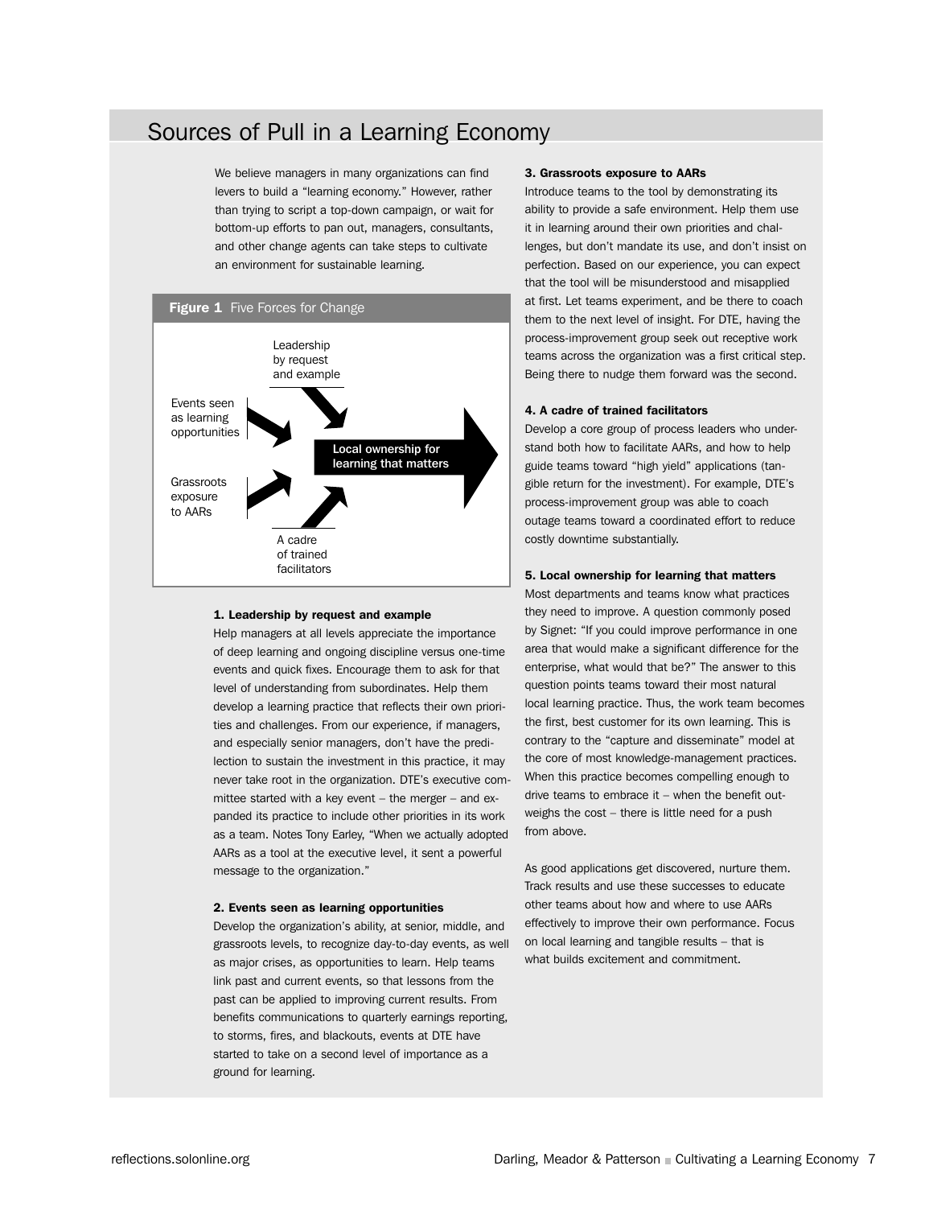## Sources of Pull in a Learning Economy

We believe managers in many organizations can find levers to build a "learning economy." However, rather than trying to script a top-down campaign, or wait for bottom-up efforts to pan out, managers, consultants, and other change agents can take steps to cultivate an environment for sustainable learning.

**Figure 1** Five Forces for Change

Leadership by request and example

Events seen as learning opportunities

Grassroots exposure to AARs

A cadre of trained facilitators

Local ownership for learning that matters

**1. Leadership by request and example**

Help managers at all levels appreciate the importance of deep learning and ongoing discipline versus one-time events and quick fixes. Encourage them to ask for that level of understanding from subordinates. Help them develop a learning practice that reflects their own priorities and challenges. From our experience, if managers, and especially senior managers, don't have the predilection to sustain the investment in this practice, it may never take root in the organization. DTE's executive committee started with a key event – the merger – and expanded its practice to include other priorities in its work as a team. Notes Tony Earley, "When we actually adopted AARs as a tool at the executive level, it sent a powerful message to the organization."

**2. Events seen as learning opportunities**

Develop the organization's ability, at senior, middle, and grassroots levels, to recognize day-to-day events, as well as major crises, as opportunities to learn. Help teams link past and current events, so that lessons from the past can be applied to improving current results. From benefits communications to quarterly earnings reporting, to storms, fires, and blackouts, events at DTE have started to take on a second level of importance as a ground for learning.

**3. Grassroots exposure to AARs**

Introduce teams to the tool by demonstrating its ability to provide a safe environment. Help them use it in learning around their own priorities and challenges, but don't mandate its use, and don't insist on perfection. Based on our experience, you can expect that the tool will be misunderstood and misapplied at first. Let teams experiment, and be there to coach them to the next level of insight. For DTE, having the process-improvement group seek out receptive work teams across the organization was a first critical step. Being there to nudge them forward was the second.

**4. A cadre of trained facilitators**

Develop a core group of process leaders who understand both how to facilitate AARs, and how to help guide teams toward "high yield" applications (tangible return for the investment). For example, DTE's process-improvement group was able to coach outage teams toward a coordinated effort to reduce costly downtime substantially.

**5. Local ownership for learning that matters**

Most departments and teams know what practices they need to improve. A question commonly posed by Signet: "If you could improve performance in one area that would make a significant difference for the enterprise, what would that be?" The answer to this question points teams toward their most natural local learning practice. Thus, the work team becomes the first, best customer for its own learning. This is contrary to the "capture and disseminate" model at the core of most knowledge-management practices. When this practice becomes compelling enough to drive teams to embrace it – when the benefit outweighs the cost – there is little need for a push from above.

As good applications get discovered, nurture them. Track results and use these successes to educate other teams about how and where to use AARs effectively to improve their own performance. Focus on local learning and tangible results – that is what builds excitement and commitment.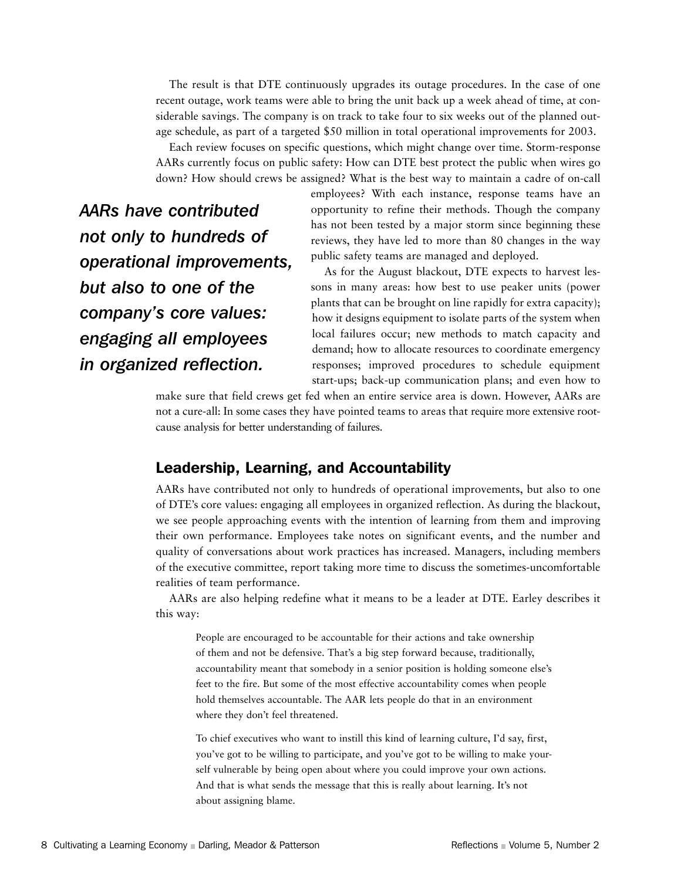The result is that DTE continuously upgrades its outage procedures. In the case of one recent outage, work teams were able to bring the unit back up a week ahead of time, at considerable savings. The company is on track to take four to six weeks out of the planned outage schedule, as part of a targeted $50 million in total operational improvements for 2003.

Each review focuses on specific questions, which might change over time. Storm-response AARs currently focus on public safety: How can DTE best protect the public when wires go down? How should crews be assigned? What is the best way to maintain a cadre of on-call employees? With each instance, response teams have an opportunity to refine their methods. Though the company has not been tested by a major storm since beginning these reviews, they have led to more than 80 changes in the way public safety teams are managed and deployed.

*AARs have contributed not only to hundreds of operational improvements, but also to one of the company's core values: engaging all employees in organized reflection.*

As for the August blackout, DTE expects to harvest lessons in many areas: how best to use peaker units (power plants that can be brought on line rapidly for extra capacity); how it designs equipment to isolate parts of the system when local failures occur; new methods to match capacity and demand; how to allocate resources to coordinate emergency responses; improved procedures to schedule equipment start-ups; back-up communication plans; and even how to make sure that field crews get fed when an entire service area is down. However, AARs are not a cure-all: In some cases they have pointed teams to areas that require more extensive root-cause analysis for better understanding of failures.

## Leadership, Learning, and Accountability

AARs have contributed not only to hundreds of operational improvements, but also to one of DTE's core values: engaging all employees in organized reflection. As during the blackout, we see people approaching events with the intention of learning from them and improving their own performance. Employees take notes on significant events, and the number and quality of conversations about work practices has increased. Managers, including members of the executive committee, report taking more time to discuss the sometimes-uncomfortable realities of team performance.

AARs are also helping redefine what it means to be a leader at DTE. Earley describes it this way:

> People are encouraged to be accountable for their actions and take ownership of them and not be defensive. That's a big step forward because, traditionally, accountability meant that somebody in a senior position is holding someone else's feet to the fire. But some of the most effective accountability comes when people hold themselves accountable. The AAR lets people do that in an environment where they don't feel threatened.
>
> To chief executives who want to instill this kind of learning culture, I'd say, first, you've got to be willing to participate, and you've got to be willing to make yourself vulnerable by being open about where you could improve your own actions. And that is what sends the message that this is really about learning. It's not about assigning blame.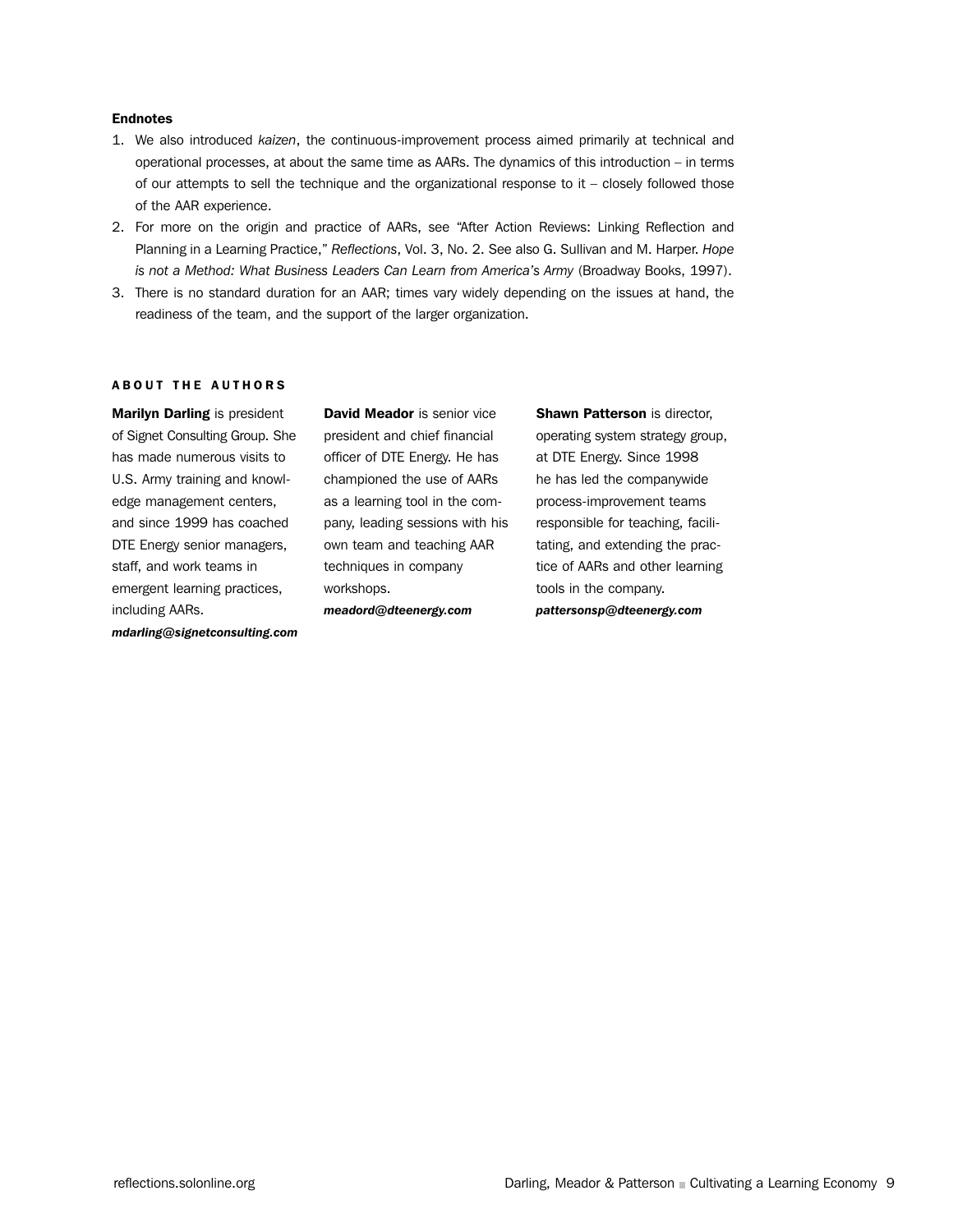### Endnotes

1. We also introduced *kaizen*, the continuous-improvement process aimed primarily at technical and operational processes, at about the same time as AARs. The dynamics of this introduction – in terms of our attempts to sell the technique and the organizational response to it – closely followed those of the AAR experience.
2. For more on the origin and practice of AARs, see "After Action Reviews: Linking Reflection and Planning in a Learning Practice," *Reflections*, Vol. 3, No. 2. See also G. Sullivan and M. Harper. *Hope is not a Method: What Business Leaders Can Learn from America's Army* (Broadway Books, 1997).
3. There is no standard duration for an AAR; times vary widely depending on the issues at hand, the readiness of the team, and the support of the larger organization.

### ABOUT THE AUTHORS

**Marilyn Darling** is president of Signet Consulting Group. She has made numerous visits to U.S. Army training and knowledge management centers, and since 1999 has coached DTE Energy senior managers, staff, and work teams in emergent learning practices, including AARs.
***mdarling@signetconsulting.com***

**David Meador** is senior vice president and chief financial officer of DTE Energy. He has championed the use of AARs as a learning tool in the company, leading sessions with his own team and teaching AAR techniques in company workshops.
***meadord@dteenergy.com***

**Shawn Patterson** is director, operating system strategy group, at DTE Energy. Since 1998 he has led the companywide process-improvement teams responsible for teaching, facilitating, and extending the practice of AARs and other learning tools in the company.
***pattersonsp@dteenergy.com***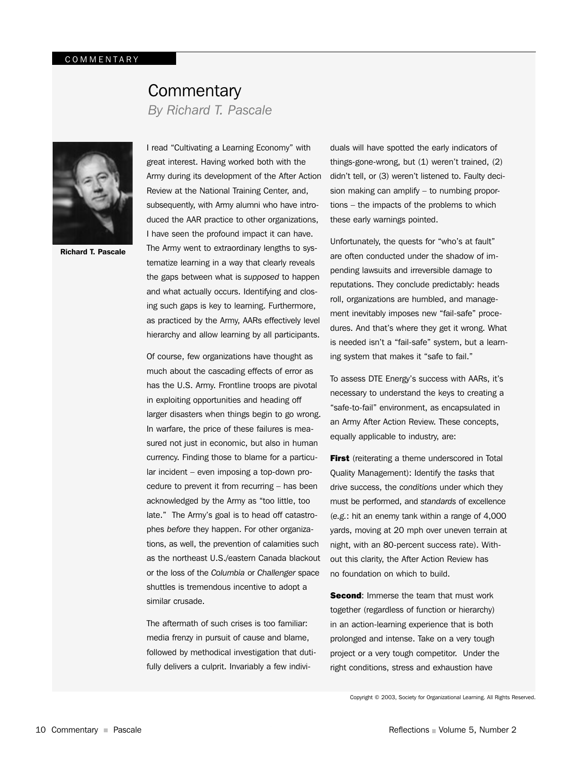# Commentary

*By Richard T. Pascale*

Richard T. Pascale

I read "Cultivating a Learning Economy" with great interest. Having worked both with the Army during its development of the After Action Review at the National Training Center, and, subsequently, with Army alumni who have introduced the AAR practice to other organizations, I have seen the profound impact it can have. The Army went to extraordinary lengths to systematize learning in a way that clearly reveals the gaps between what is *supposed* to happen and what actually occurs. Identifying and closing such gaps is key to learning. Furthermore, as practiced by the Army, AARs effectively level hierarchy and allow learning by all participants.

Of course, few organizations have thought as much about the cascading effects of error as has the U.S. Army. Frontline troops are pivotal in exploiting opportunities and heading off larger disasters when things begin to go wrong. In warfare, the price of these failures is measured not just in economic, but also in human currency. Finding those to blame for a particular incident – even imposing a top-down procedure to prevent it from recurring – has been acknowledged by the Army as "too little, too late." The Army's goal is to head off catastrophes *before* they happen. For other organizations, as well, the prevention of calamities such as the northeast U.S./eastern Canada blackout or the loss of the *Columbia* or *Challenger* space shuttles is tremendous incentive to adopt a similar crusade.

The aftermath of such crises is too familiar: media frenzy in pursuit of cause and blame, followed by methodical investigation that dutifully delivers a culprit. Invariably a few individuals will have spotted the early indicators of things-gone-wrong, but (1) weren't trained, (2) didn't tell, or (3) weren't listened to. Faulty decision making can amplify – to numbing proportions – the impacts of the problems to which these early warnings pointed.

Unfortunately, the quests for "who's at fault" are often conducted under the shadow of impending lawsuits and irreversible damage to reputations. They conclude predictably: heads roll, organizations are humbled, and management inevitably imposes new "fail-safe" procedures. And that's where they get it wrong. What is needed isn't a "fail-safe" system, but a learning system that makes it "safe to fail."

To assess DTE Energy's success with AARs, it's necessary to understand the keys to creating a "safe-to-fail" environment, as encapsulated in an Army After Action Review. These concepts, equally applicable to industry, are:

**First** (reiterating a theme underscored in Total Quality Management): Identify the *tasks* that drive success, the *conditions* under which they must be performed, and *standards* of excellence (*e.g.*: hit an enemy tank within a range of 4,000 yards, moving at 20 mph over uneven terrain at night, with an 80-percent success rate). Without this clarity, the After Action Review has no foundation on which to build.

**Second**: Immerse the team that must work together (regardless of function or hierarchy) in an action-learning experience that is both prolonged and intense. Take on a very tough project or a very tough competitor. Under the right conditions, stress and exhaustion have

Copyright © 2003, Society for Organizational Learning. All Rights Reserved.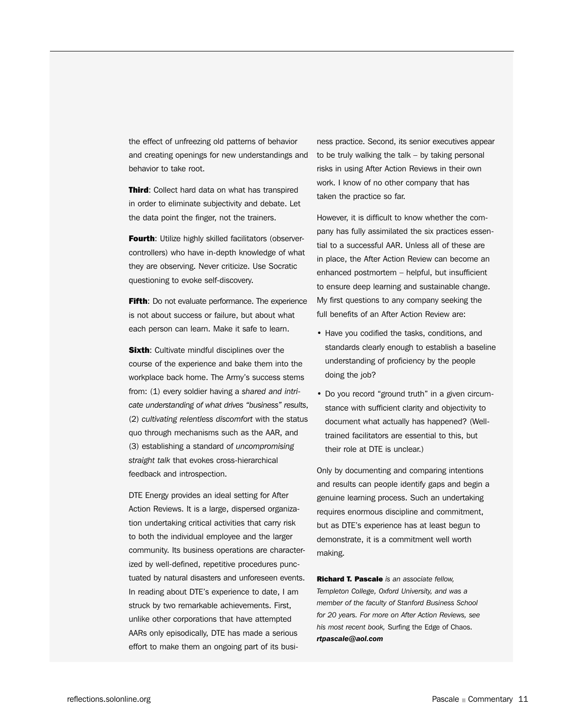the effect of unfreezing old patterns of behavior and creating openings for new understandings and behavior to take root.

**Third**: Collect hard data on what has transpired in order to eliminate subjectivity and debate. Let the data point the finger, not the trainers.

**Fourth**: Utilize highly skilled facilitators (observer-controllers) who have in-depth knowledge of what they are observing. Never criticize. Use Socratic questioning to evoke self-discovery.

**Fifth**: Do not evaluate performance. The experience is not about success or failure, but about what each person can learn. Make it safe to learn.

**Sixth**: Cultivate mindful disciplines over the course of the experience and bake them into the workplace back home. The Army's success stems from: (1) every soldier having a *shared and intricate understanding of what drives "business" results*, (2) *cultivating relentless discomfort* with the status quo through mechanisms such as the AAR, and (3) establishing a standard of *uncompromising straight talk* that evokes cross-hierarchical feedback and introspection.

DTE Energy provides an ideal setting for After Action Reviews. It is a large, dispersed organization undertaking critical activities that carry risk to both the individual employee and the larger community. Its business operations are characterized by well-defined, repetitive procedures punctuated by natural disasters and unforeseen events. In reading about DTE's experience to date, I am struck by two remarkable achievements. First, unlike other corporations that have attempted AARs only episodically, DTE has made a serious effort to make them an ongoing part of its business practice. Second, its senior executives appear to be truly walking the talk – by taking personal risks in using After Action Reviews in their own work. I know of no other company that has taken the practice so far.

However, it is difficult to know whether the company has fully assimilated the six practices essential to a successful AAR. Unless all of these are in place, the After Action Review can become an enhanced postmortem – helpful, but insufficient to ensure deep learning and sustainable change. My first questions to any company seeking the full benefits of an After Action Review are:

- Have you codified the tasks, conditions, and standards clearly enough to establish a baseline understanding of proficiency by the people doing the job?
- Do you record "ground truth" in a given circumstance with sufficient clarity and objectivity to document what actually has happened? (Well-trained facilitators are essential to this, but their role at DTE is unclear.)

Only by documenting and comparing intentions and results can people identify gaps and begin a genuine learning process. Such an undertaking requires enormous discipline and commitment, but as DTE's experience has at least begun to demonstrate, it is a commitment well worth making.

**Richard T. Pascale** *is an associate fellow, Templeton College, Oxford University, and was a member of the faculty of Stanford Business School for 20 years. For more on After Action Reviews, see his most recent book,* Surfing the Edge of Chaos. ***rtpascale@aol.com***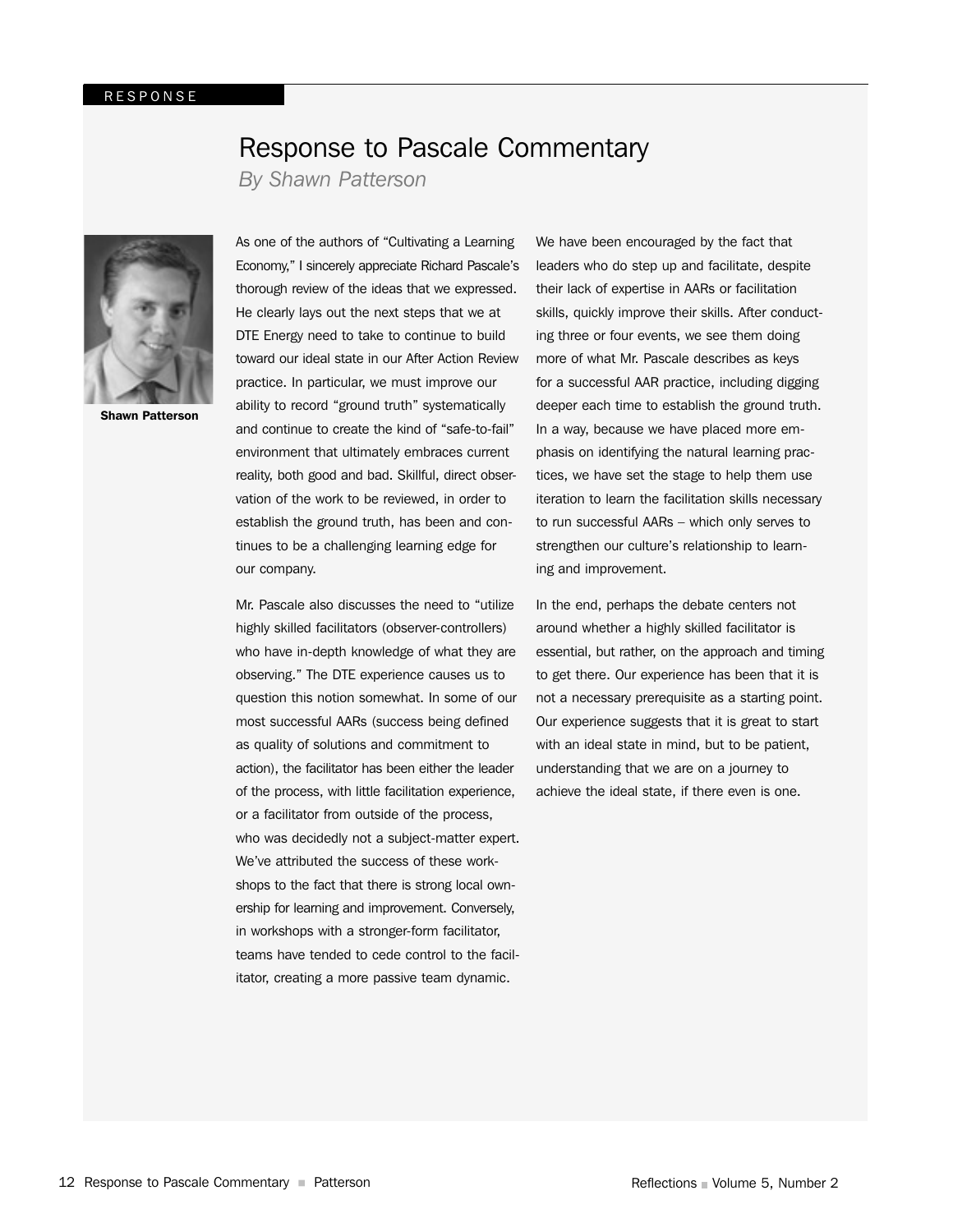RESPONSE

# Response to Pascale Commentary

*By Shawn Patterson*

**Shawn Patterson**

As one of the authors of "Cultivating a Learning Economy," I sincerely appreciate Richard Pascale's thorough review of the ideas that we expressed. He clearly lays out the next steps that we at DTE Energy need to take to continue to build toward our ideal state in our After Action Review practice. In particular, we must improve our ability to record "ground truth" systematically and continue to create the kind of "safe-to-fail" environment that ultimately embraces current reality, both good and bad. Skillful, direct observation of the work to be reviewed, in order to establish the ground truth, has been and continues to be a challenging learning edge for our company.

Mr. Pascale also discusses the need to "utilize highly skilled facilitators (observer-controllers) who have in-depth knowledge of what they are observing." The DTE experience causes us to question this notion somewhat. In some of our most successful AARs (success being defined as quality of solutions and commitment to action), the facilitator has been either the leader of the process, with little facilitation experience, or a facilitator from outside of the process, who was decidedly not a subject-matter expert. We've attributed the success of these workshops to the fact that there is strong local ownership for learning and improvement. Conversely, in workshops with a stronger-form facilitator, teams have tended to cede control to the facilitator, creating a more passive team dynamic.

We have been encouraged by the fact that leaders who do step up and facilitate, despite their lack of expertise in AARs or facilitation skills, quickly improve their skills. After conducting three or four events, we see them doing more of what Mr. Pascale describes as keys for a successful AAR practice, including digging deeper each time to establish the ground truth. In a way, because we have placed more emphasis on identifying the natural learning practices, we have set the stage to help them use iteration to learn the facilitation skills necessary to run successful AARs – which only serves to strengthen our culture's relationship to learning and improvement.

In the end, perhaps the debate centers not around whether a highly skilled facilitator is essential, but rather, on the approach and timing to get there. Our experience has been that it is not a necessary prerequisite as a starting point. Our experience suggests that it is great to start with an ideal state in mind, but to be patient, understanding that we are on a journey to achieve the ideal state, if there even is one.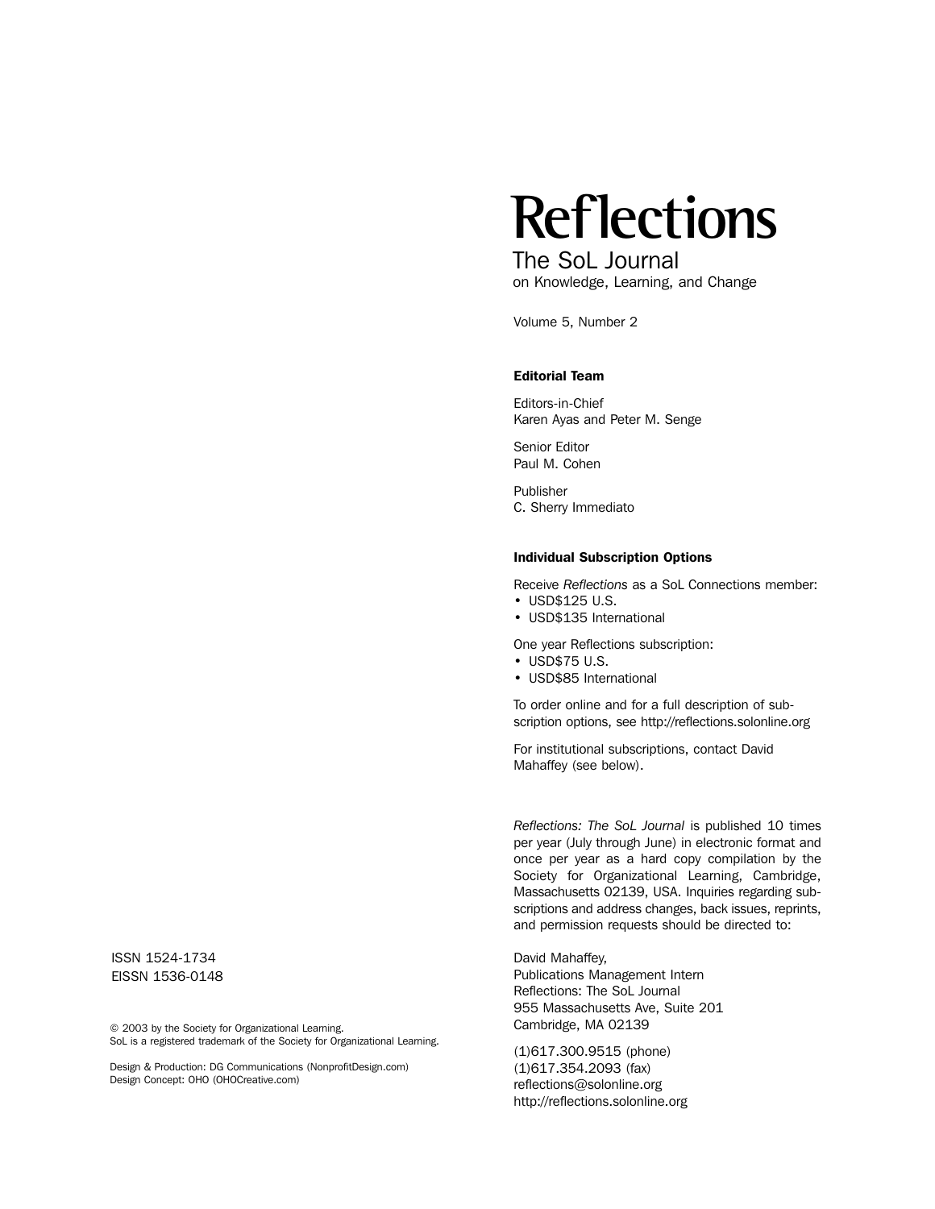# Reflections

## The SoL Journal

on Knowledge, Learning, and Change

Volume 5, Number 2

**Editorial Team**

Editors-in-Chief
Karen Ayas and Peter M. Senge

Senior Editor
Paul M. Cohen

Publisher
C. Sherry Immediato

**Individual Subscription Options**

Receive *Reflections* as a SoL Connections member:

- USD$125 U.S.
- USD$135 International

One year Reflections subscription:

- USD$75 U.S.
- USD$85 International

To order online and for a full description of subscription options, see http://reflections.solonline.org

For institutional subscriptions, contact David Mahaffey (see below).

*Reflections: The SoL Journal* is published 10 times per year (July through June) in electronic format and once per year as a hard copy compilation by the Society for Organizational Learning, Cambridge, Massachusetts 02139, USA. Inquiries regarding subscriptions and address changes, back issues, reprints, and permission requests should be directed to:

David Mahaffey,
Publications Management Intern
Reflections: The SoL Journal
955 Massachusetts Ave, Suite 201
Cambridge, MA 02139

(1)617.300.9515 (phone)
(1)617.354.2093 (fax)
reflections@solonline.org
http://reflections.solonline.org

ISSN 1524-1734
EISSN 1536-0148

© 2003 by the Society for Organizational Learning.
SoL is a registered trademark of the Society for Organizational Learning.

Design & Production: DG Communications (NonprofitDesign.com)
Design Concept: OHO (OHOCreative.com)